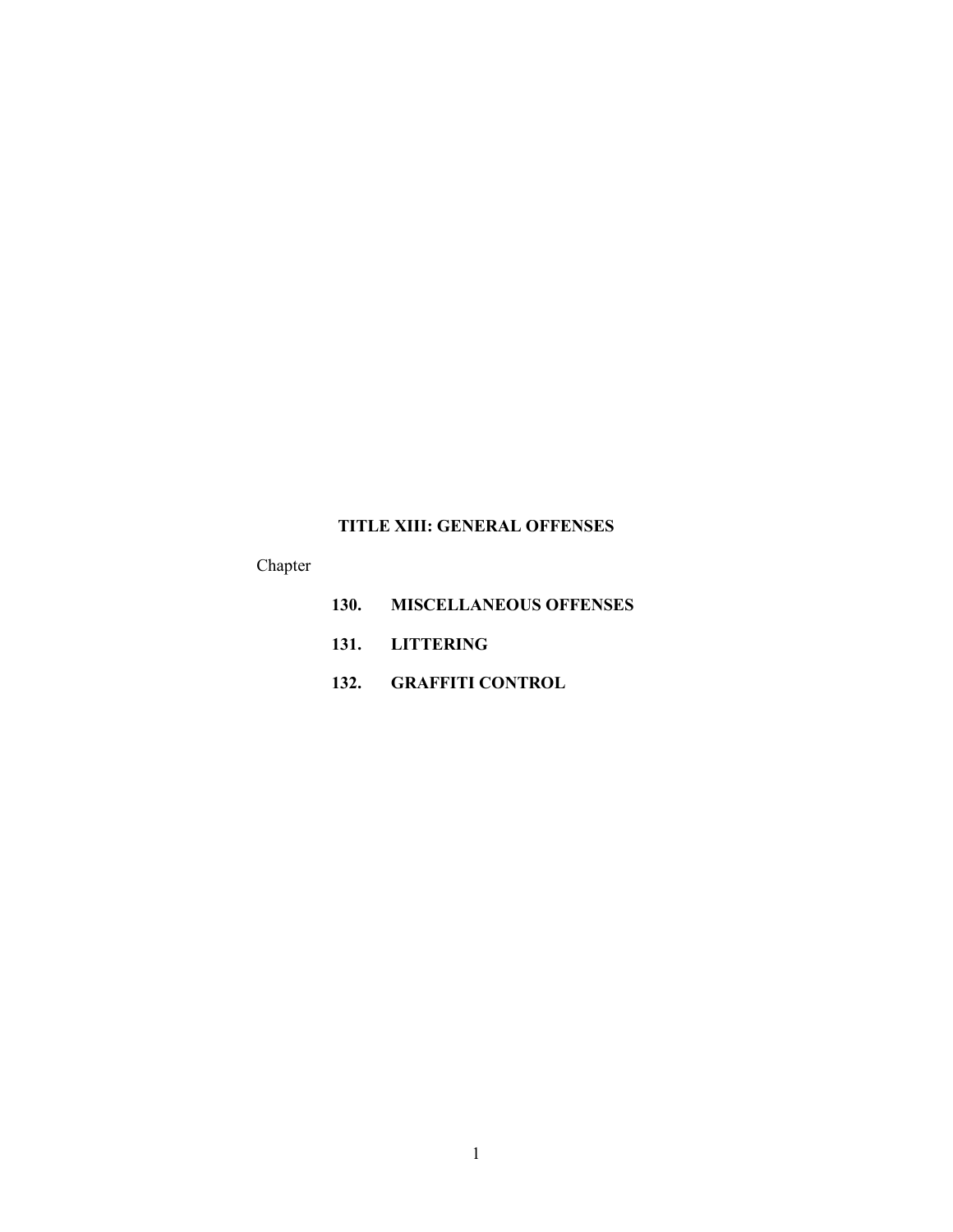# TITLE XIII: GENERAL OFFENSES

Chapter

**130. MISCELLANEOUS OFFENSES**

**131. LITTERING**

**132. GRAFFITI CONTROL**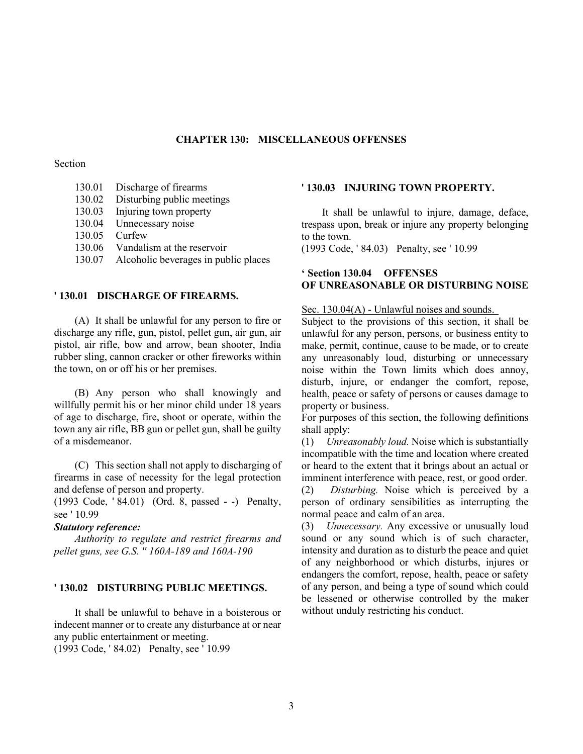## CHAPTER 130: MISCELLANEOUS OFFENSES

Section

130.01 Discharge of firearms
130.02 Disturbing public meetings
130.03 Injuring town property
130.04 Unnecessary noise
130.05 Curfew
130.06 Vandalism at the reservoir
130.07 Alcoholic beverages in public places

### ' 130.01 DISCHARGE OF FIREARMS.

(A) It shall be unlawful for any person to fire or discharge any rifle, gun, pistol, pellet gun, air gun, air pistol, air rifle, bow and arrow, bean shooter, India rubber sling, cannon cracker or other fireworks within the town, on or off his or her premises.

(B) Any person who shall knowingly and willfully permit his or her minor child under 18 years of age to discharge, fire, shoot or operate, within the town any air rifle, BB gun or pellet gun, shall be guilty of a misdemeanor.

(C) This section shall not apply to discharging of firearms in case of necessity for the legal protection and defense of person and property.
(1993 Code, ' 84.01) (Ord. 8, passed - -) Penalty, see ' 10.99

***Statutory reference:***

*Authority to regulate and restrict firearms and pellet guns, see G.S. " 160A-189 and 160A-190*

### ' 130.02 DISTURBING PUBLIC MEETINGS.

It shall be unlawful to behave in a boisterous or indecent manner or to create any disturbance at or near any public entertainment or meeting.
(1993 Code, ' 84.02) Penalty, see ' 10.99

### ' 130.03 INJURING TOWN PROPERTY.

It shall be unlawful to injure, damage, deface, trespass upon, break or injure any property belonging to the town.
(1993 Code, ' 84.03) Penalty, see ' 10.99

### ' Section 130.04 OFFENSES OF UNREASONABLE OR DISTURBING NOISE

Sec. 130.04(A) - Unlawful noises and sounds.

Subject to the provisions of this section, it shall be unlawful for any person, persons, or business entity to make, permit, continue, cause to be made, or to create any unreasonably loud, disturbing or unnecessary noise within the Town limits which does annoy, disturb, injure, or endanger the comfort, repose, health, peace or safety of persons or causes damage to property or business.

For purposes of this section, the following definitions shall apply:

(1) *Unreasonably loud.* Noise which is substantially incompatible with the time and location where created or heard to the extent that it brings about an actual or imminent interference with peace, rest, or good order.

(2) *Disturbing.* Noise which is perceived by a person of ordinary sensibilities as interrupting the normal peace and calm of an area.

(3) *Unnecessary.* Any excessive or unusually loud sound or any sound which is of such character, intensity and duration as to disturb the peace and quiet of any neighborhood or which disturbs, injures or endangers the comfort, repose, health, peace or safety of any person, and being a type of sound which could be lessened or otherwise controlled by the maker without unduly restricting his conduct.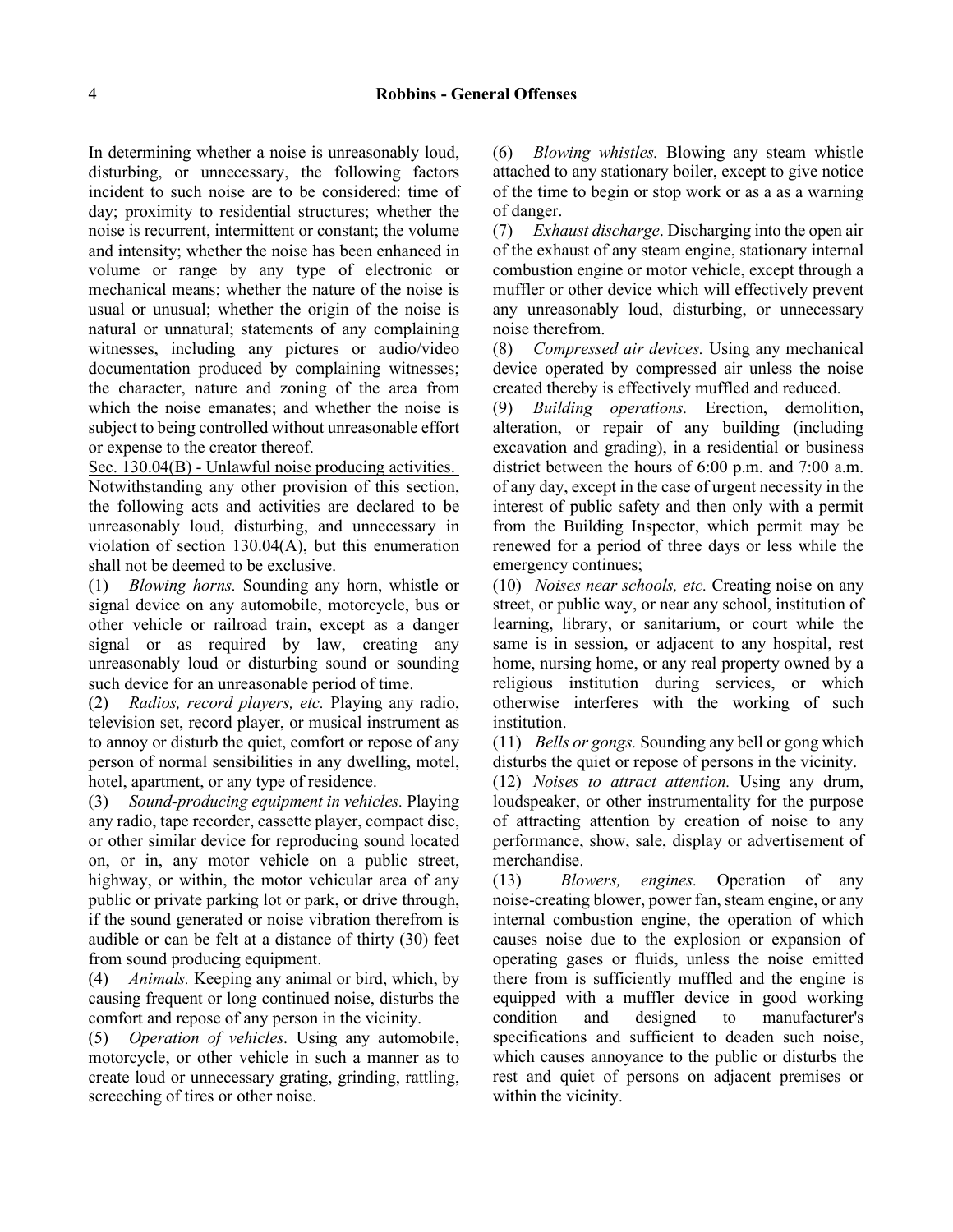In determining whether a noise is unreasonably loud, disturbing, or unnecessary, the following factors incident to such noise are to be considered: time of day; proximity to residential structures; whether the noise is recurrent, intermittent or constant; the volume and intensity; whether the noise has been enhanced in volume or range by any type of electronic or mechanical means; whether the nature of the noise is usual or unusual; whether the origin of the noise is natural or unnatural; statements of any complaining witnesses, including any pictures or audio/video documentation produced by complaining witnesses; the character, nature and zoning of the area from which the noise emanates; and whether the noise is subject to being controlled without unreasonable effort or expense to the creator thereof.

Sec. 130.04(B) - Unlawful noise producing activities. Notwithstanding any other provision of this section, the following acts and activities are declared to be unreasonably loud, disturbing, and unnecessary in violation of section 130.04(A), but this enumeration shall not be deemed to be exclusive.

(1) *Blowing horns.* Sounding any horn, whistle or signal device on any automobile, motorcycle, bus or other vehicle or railroad train, except as a danger signal or as required by law, creating any unreasonably loud or disturbing sound or sounding such device for an unreasonable period of time.

(2) *Radios, record players, etc.* Playing any radio, television set, record player, or musical instrument as to annoy or disturb the quiet, comfort or repose of any person of normal sensibilities in any dwelling, motel, hotel, apartment, or any type of residence.

(3) *Sound-producing equipment in vehicles.* Playing any radio, tape recorder, cassette player, compact disc, or other similar device for reproducing sound located on, or in, any motor vehicle on a public street, highway, or within, the motor vehicular area of any public or private parking lot or park, or drive through, if the sound generated or noise vibration therefrom is audible or can be felt at a distance of thirty (30) feet from sound producing equipment.

(4) *Animals.* Keeping any animal or bird, which, by causing frequent or long continued noise, disturbs the comfort and repose of any person in the vicinity.

(5) *Operation of vehicles.* Using any automobile, motorcycle, or other vehicle in such a manner as to create loud or unnecessary grating, grinding, rattling, screeching of tires or other noise.

(6) *Blowing whistles.* Blowing any steam whistle attached to any stationary boiler, except to give notice of the time to begin or stop work or as a as a warning of danger.

(7) *Exhaust discharge*. Discharging into the open air of the exhaust of any steam engine, stationary internal combustion engine or motor vehicle, except through a muffler or other device which will effectively prevent any unreasonably loud, disturbing, or unnecessary noise therefrom.

(8) *Compressed air devices.* Using any mechanical device operated by compressed air unless the noise created thereby is effectively muffled and reduced.

(9) *Building operations.* Erection, demolition, alteration, or repair of any building (including excavation and grading), in a residential or business district between the hours of 6:00 p.m. and 7:00 a.m. of any day, except in the case of urgent necessity in the interest of public safety and then only with a permit from the Building Inspector, which permit may be renewed for a period of three days or less while the emergency continues;

(10) *Noises near schools, etc.* Creating noise on any street, or public way, or near any school, institution of learning, library, or sanitarium, or court while the same is in session, or adjacent to any hospital, rest home, nursing home, or any real property owned by a religious institution during services, or which otherwise interferes with the working of such institution.

(11) *Bells or gongs.* Sounding any bell or gong which disturbs the quiet or repose of persons in the vicinity.

(12) *Noises to attract attention.* Using any drum, loudspeaker, or other instrumentality for the purpose of attracting attention by creation of noise to any performance, show, sale, display or advertisement of merchandise.

(13) *Blowers, engines.* Operation of any noise-creating blower, power fan, steam engine, or any internal combustion engine, the operation of which causes noise due to the explosion or expansion of operating gases or fluids, unless the noise emitted there from is sufficiently muffled and the engine is equipped with a muffler device in good working condition and designed to manufacturer's specifications and sufficient to deaden such noise, which causes annoyance to the public or disturbs the rest and quiet of persons on adjacent premises or within the vicinity.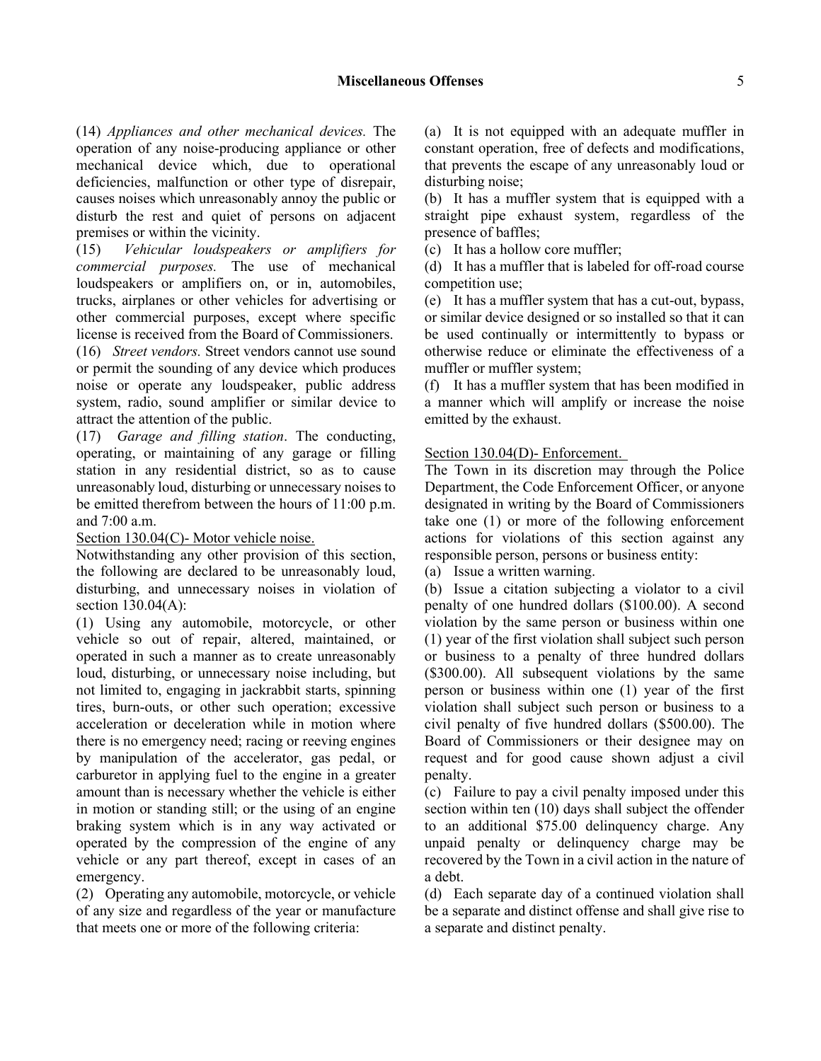(14) *Appliances and other mechanical devices.* The operation of any noise-producing appliance or other mechanical device which, due to operational deficiencies, malfunction or other type of disrepair, causes noises which unreasonably annoy the public or disturb the rest and quiet of persons on adjacent premises or within the vicinity.

(15) *Vehicular loudspeakers or amplifiers for commercial purposes.* The use of mechanical loudspeakers or amplifiers on, or in, automobiles, trucks, airplanes or other vehicles for advertising or other commercial purposes, except where specific license is received from the Board of Commissioners.

(16) *Street vendors.* Street vendors cannot use sound or permit the sounding of any device which produces noise or operate any loudspeaker, public address system, radio, sound amplifier or similar device to attract the attention of the public.

(17) *Garage and filling station*. The conducting, operating, or maintaining of any garage or filling station in any residential district, so as to cause unreasonably loud, disturbing or unnecessary noises to be emitted therefrom between the hours of 11:00 p.m. and 7:00 a.m.

<u>Section 130.04(C)- Motor vehicle noise.</u>

Notwithstanding any other provision of this section, the following are declared to be unreasonably loud, disturbing, and unnecessary noises in violation of section 130.04(A):

(1) Using any automobile, motorcycle, or other vehicle so out of repair, altered, maintained, or operated in such a manner as to create unreasonably loud, disturbing, or unnecessary noise including, but not limited to, engaging in jackrabbit starts, spinning tires, burn-outs, or other such operation; excessive acceleration or deceleration while in motion where there is no emergency need; racing or reeving engines by manipulation of the accelerator, gas pedal, or carburetor in applying fuel to the engine in a greater amount than is necessary whether the vehicle is either in motion or standing still; or the using of an engine braking system which is in any way activated or operated by the compression of the engine of any vehicle or any part thereof, except in cases of an emergency.

(2) Operating any automobile, motorcycle, or vehicle of any size and regardless of the year or manufacture that meets one or more of the following criteria:

(a) It is not equipped with an adequate muffler in constant operation, free of defects and modifications, that prevents the escape of any unreasonably loud or disturbing noise;

(b) It has a muffler system that is equipped with a straight pipe exhaust system, regardless of the presence of baffles;

(c) It has a hollow core muffler;

(d) It has a muffler that is labeled for off-road course competition use;

(e) It has a muffler system that has a cut-out, bypass, or similar device designed or so installed so that it can be used continually or intermittently to bypass or otherwise reduce or eliminate the effectiveness of a muffler or muffler system;

(f) It has a muffler system that has been modified in a manner which will amplify or increase the noise emitted by the exhaust.

<u>Section 130.04(D)- Enforcement.</u>

The Town in its discretion may through the Police Department, the Code Enforcement Officer, or anyone designated in writing by the Board of Commissioners take one (1) or more of the following enforcement actions for violations of this section against any responsible person, persons or business entity:

(a) Issue a written warning.

(b) Issue a citation subjecting a violator to a civil penalty of one hundred dollars ($100.00). A second violation by the same person or business within one (1) year of the first violation shall subject such person or business to a penalty of three hundred dollars ($300.00). All subsequent violations by the same person or business within one (1) year of the first violation shall subject such person or business to a civil penalty of five hundred dollars ($500.00). The Board of Commissioners or their designee may on request and for good cause shown adjust a civil penalty.

(c) Failure to pay a civil penalty imposed under this section within ten (10) days shall subject the offender to an additional $75.00 delinquency charge. Any unpaid penalty or delinquency charge may be recovered by the Town in a civil action in the nature of a debt.

(d) Each separate day of a continued violation shall be a separate and distinct offense and shall give rise to a separate and distinct penalty.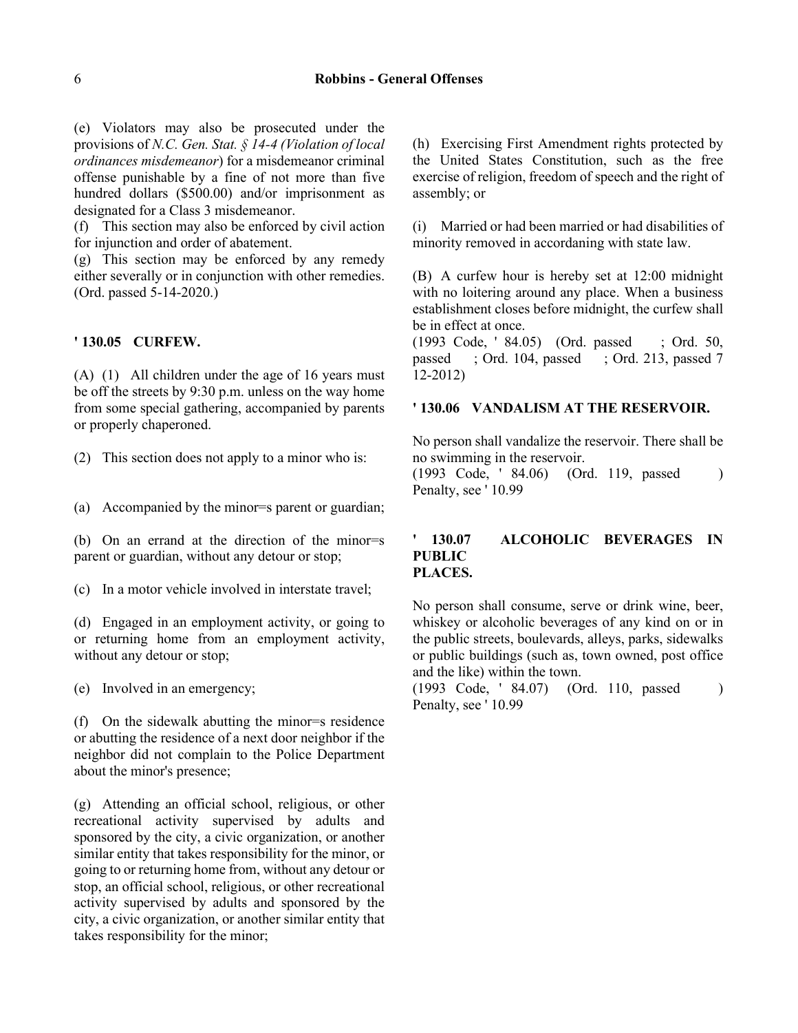(e) Violators may also be prosecuted under the provisions of *N.C. Gen. Stat. § 14-4 (Violation of local ordinances misdemeanor*) for a misdemeanor criminal offense punishable by a fine of not more than five hundred dollars ($500.00) and/or imprisonment as designated for a Class 3 misdemeanor.

(f) This section may also be enforced by civil action for injunction and order of abatement.

(g) This section may be enforced by any remedy either severally or in conjunction with other remedies. (Ord. passed 5-14-2020.)

### ' 130.05 CURFEW.

(A) (1) All children under the age of 16 years must be off the streets by 9:30 p.m. unless on the way home from some special gathering, accompanied by parents or properly chaperoned.

(2) This section does not apply to a minor who is:

(a) Accompanied by the minor=s parent or guardian;

(b) On an errand at the direction of the minor=s parent or guardian, without any detour or stop;

(c) In a motor vehicle involved in interstate travel;

(d) Engaged in an employment activity, or going to or returning home from an employment activity, without any detour or stop;

(e) Involved in an emergency;

(f) On the sidewalk abutting the minor=s residence or abutting the residence of a next door neighbor if the neighbor did not complain to the Police Department about the minor's presence;

(g) Attending an official school, religious, or other recreational activity supervised by adults and sponsored by the city, a civic organization, or another similar entity that takes responsibility for the minor, or going to or returning home from, without any detour or stop, an official school, religious, or other recreational activity supervised by adults and sponsored by the city, a civic organization, or another similar entity that takes responsibility for the minor;

(h) Exercising First Amendment rights protected by the United States Constitution, such as the free exercise of religion, freedom of speech and the right of assembly; or

(i) Married or had been married or had disabilities of minority removed in accordaning with state law.

(B) A curfew hour is hereby set at 12:00 midnight with no loitering around any place. When a business establishment closes before midnight, the curfew shall be in effect at once.

(1993 Code, ' 84.05) (Ord. passed ; Ord. 50, passed ; Ord. 104, passed ; Ord. 213, passed 7 12-2012)

### ' 130.06 VANDALISM AT THE RESERVOIR.

No person shall vandalize the reservoir. There shall be no swimming in the reservoir.

(1993 Code, ' 84.06) (Ord. 119, passed )

Penalty, see ' 10.99

### ' 130.07 ALCOHOLIC BEVERAGES IN PUBLIC PLACES.

No person shall consume, serve or drink wine, beer, whiskey or alcoholic beverages of any kind on or in the public streets, boulevards, alleys, parks, sidewalks or public buildings (such as, town owned, post office and the like) within the town.

(1993 Code, ' 84.07) (Ord. 110, passed )

Penalty, see ' 10.99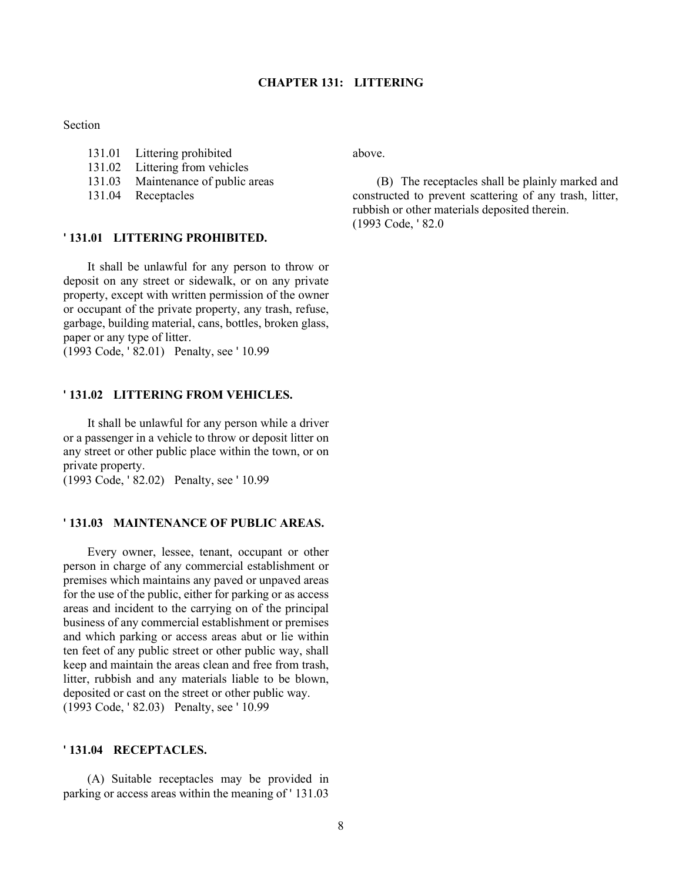## CHAPTER 131: LITTERING

Section

131.01 Littering prohibited
131.02 Littering from vehicles
131.03 Maintenance of public areas
131.04 Receptacles

### ' 131.01 LITTERING PROHIBITED.

It shall be unlawful for any person to throw or deposit on any street or sidewalk, or on any private property, except with written permission of the owner or occupant of the private property, any trash, refuse, garbage, building material, cans, bottles, broken glass, paper or any type of litter.
(1993 Code, ' 82.01) Penalty, see ' 10.99

### ' 131.02 LITTERING FROM VEHICLES.

It shall be unlawful for any person while a driver or a passenger in a vehicle to throw or deposit litter on any street or other public place within the town, or on private property.
(1993 Code, ' 82.02) Penalty, see ' 10.99

### ' 131.03 MAINTENANCE OF PUBLIC AREAS.

Every owner, lessee, tenant, occupant or other person in charge of any commercial establishment or premises which maintains any paved or unpaved areas for the use of the public, either for parking or as access areas and incident to the carrying on of the principal business of any commercial establishment or premises and which parking or access areas abut or lie within ten feet of any public street or other public way, shall keep and maintain the areas clean and free from trash, litter, rubbish and any materials liable to be blown, deposited or cast on the street or other public way.
(1993 Code, ' 82.03) Penalty, see ' 10.99

### ' 131.04 RECEPTACLES.

(A) Suitable receptacles may be provided in parking or access areas within the meaning of ' 131.03 above.

(B) The receptacles shall be plainly marked and constructed to prevent scattering of any trash, litter, rubbish or other materials deposited therein.
(1993 Code, ' 82.0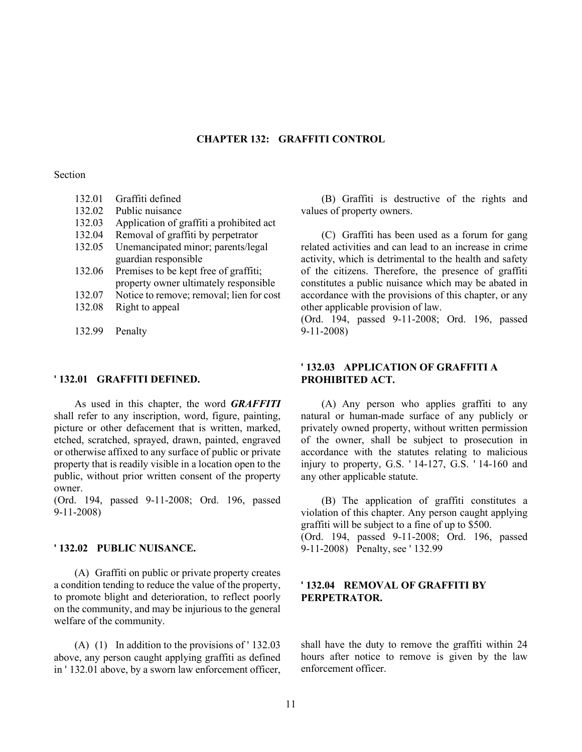# CHAPTER 132: GRAFFITI CONTROL

Section

132.01 Graffiti defined
132.02 Public nuisance
132.03 Application of graffiti a prohibited act
132.04 Removal of graffiti by perpetrator
132.05 Unemancipated minor; parents/legal guardian responsible
132.06 Premises to be kept free of graffiti; property owner ultimately responsible
132.07 Notice to remove; removal; lien for cost
132.08 Right to appeal

132.99 Penalty

## ' 132.01 GRAFFITI DEFINED.

As used in this chapter, the word ***GRAFFITI*** shall refer to any inscription, word, figure, painting, picture or other defacement that is written, marked, etched, scratched, sprayed, drawn, painted, engraved or otherwise affixed to any surface of public or private property that is readily visible in a location open to the public, without prior written consent of the property owner.
(Ord. 194, passed 9-11-2008; Ord. 196, passed 9-11-2008)

## ' 132.02 PUBLIC NUISANCE.

(A) Graffiti on public or private property creates a condition tending to reduce the value of the property, to promote blight and deterioration, to reflect poorly on the community, and may be injurious to the general welfare of the community.

(B) Graffiti is destructive of the rights and values of property owners.

(C) Graffiti has been used as a forum for gang related activities and can lead to an increase in crime activity, which is detrimental to the health and safety of the citizens. Therefore, the presence of graffiti constitutes a public nuisance which may be abated in accordance with the provisions of this chapter, or any other applicable provision of law.
(Ord. 194, passed 9-11-2008; Ord. 196, passed 9-11-2008)

## ' 132.03 APPLICATION OF GRAFFITI A PROHIBITED ACT.

(A) Any person who applies graffiti to any natural or human-made surface of any publicly or privately owned property, without written permission of the owner, shall be subject to prosecution in accordance with the statutes relating to malicious injury to property, G.S. ' 14-127, G.S. ' 14-160 and any other applicable statute.

(B) The application of graffiti constitutes a violation of this chapter. Any person caught applying graffiti will be subject to a fine of up to $500.
(Ord. 194, passed 9-11-2008; Ord. 196, passed 9-11-2008) Penalty, see ' 132.99

## ' 132.04 REMOVAL OF GRAFFITI BY PERPETRATOR.

(A) (1) In addition to the provisions of ' 132.03 above, any person caught applying graffiti as defined in ' 132.01 above, by a sworn law enforcement officer, shall have the duty to remove the graffiti within 24 hours after notice to remove is given by the law enforcement officer.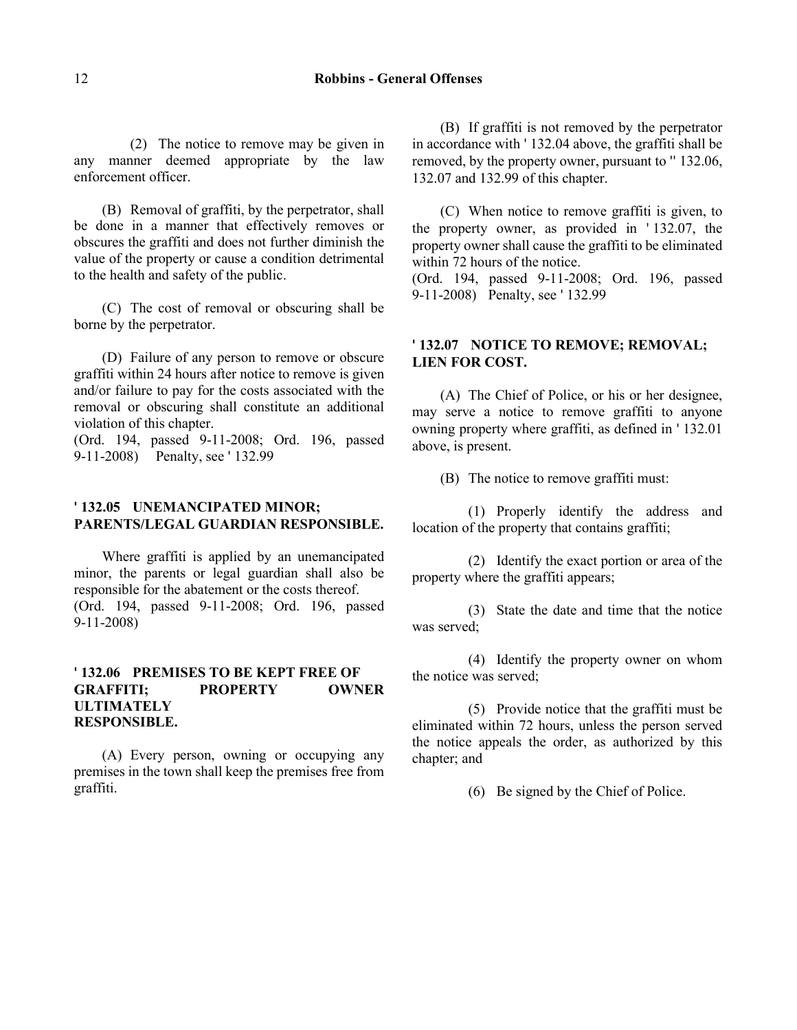(2) The notice to remove may be given in any manner deemed appropriate by the law enforcement officer.

(B) Removal of graffiti, by the perpetrator, shall be done in a manner that effectively removes or obscures the graffiti and does not further diminish the value of the property or cause a condition detrimental to the health and safety of the public.

(C) The cost of removal or obscuring shall be borne by the perpetrator.

(D) Failure of any person to remove or obscure graffiti within 24 hours after notice to remove is given and/or failure to pay for the costs associated with the removal or obscuring shall constitute an additional violation of this chapter.
(Ord. 194, passed 9-11-2008; Ord. 196, passed 9-11-2008) Penalty, see ' 132.99

### ' 132.05 UNEMANCIPATED MINOR; PARENTS/LEGAL GUARDIAN RESPONSIBLE.

Where graffiti is applied by an unemancipated minor, the parents or legal guardian shall also be responsible for the abatement or the costs thereof.
(Ord. 194, passed 9-11-2008; Ord. 196, passed 9-11-2008)

### ' 132.06 PREMISES TO BE KEPT FREE OF GRAFFITI; PROPERTY OWNER ULTIMATELY RESPONSIBLE.

(A) Every person, owning or occupying any premises in the town shall keep the premises free from graffiti.

(B) If graffiti is not removed by the perpetrator in accordance with ' 132.04 above, the graffiti shall be removed, by the property owner, pursuant to '' 132.06, 132.07 and 132.99 of this chapter.

(C) When notice to remove graffiti is given, to the property owner, as provided in ' 132.07, the property owner shall cause the graffiti to be eliminated within 72 hours of the notice.
(Ord. 194, passed 9-11-2008; Ord. 196, passed 9-11-2008) Penalty, see ' 132.99

### ' 132.07 NOTICE TO REMOVE; REMOVAL; LIEN FOR COST.

(A) The Chief of Police, or his or her designee, may serve a notice to remove graffiti to anyone owning property where graffiti, as defined in ' 132.01 above, is present.

(B) The notice to remove graffiti must:

(1) Properly identify the address and location of the property that contains graffiti;

(2) Identify the exact portion or area of the property where the graffiti appears;

(3) State the date and time that the notice was served;

(4) Identify the property owner on whom the notice was served;

(5) Provide notice that the graffiti must be eliminated within 72 hours, unless the person served the notice appeals the order, as authorized by this chapter; and

(6) Be signed by the Chief of Police.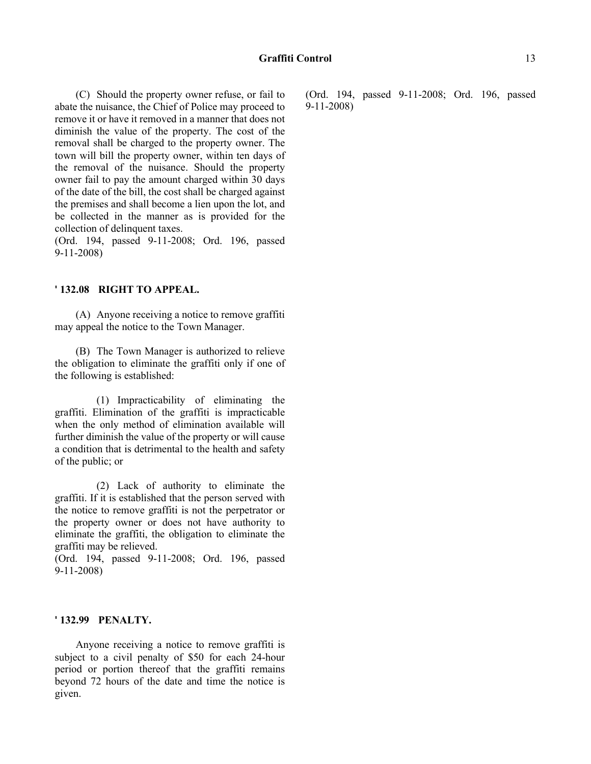(C) Should the property owner refuse, or fail to abate the nuisance, the Chief of Police may proceed to remove it or have it removed in a manner that does not diminish the value of the property. The cost of the removal shall be charged to the property owner. The town will bill the property owner, within ten days of the removal of the nuisance. Should the property owner fail to pay the amount charged within 30 days of the date of the bill, the cost shall be charged against the premises and shall become a lien upon the lot, and be collected in the manner as is provided for the collection of delinquent taxes.
(Ord. 194, passed 9-11-2008; Ord. 196, passed 9-11-2008)

### ' 132.08 RIGHT TO APPEAL.

(A) Anyone receiving a notice to remove graffiti may appeal the notice to the Town Manager.

(B) The Town Manager is authorized to relieve the obligation to eliminate the graffiti only if one of the following is established:

(1) Impracticability of eliminating the graffiti. Elimination of the graffiti is impracticable when the only method of elimination available will further diminish the value of the property or will cause a condition that is detrimental to the health and safety of the public; or

(2) Lack of authority to eliminate the graffiti. If it is established that the person served with the notice to remove graffiti is not the perpetrator or the property owner or does not have authority to eliminate the graffiti, the obligation to eliminate the graffiti may be relieved.
(Ord. 194, passed 9-11-2008; Ord. 196, passed 9-11-2008)

### ' 132.99 PENALTY.

Anyone receiving a notice to remove graffiti is subject to a civil penalty of $50 for each 24-hour period or portion thereof that the graffiti remains beyond 72 hours of the date and time the notice is given.
(Ord. 194, passed 9-11-2008; Ord. 196, passed 9-11-2008)